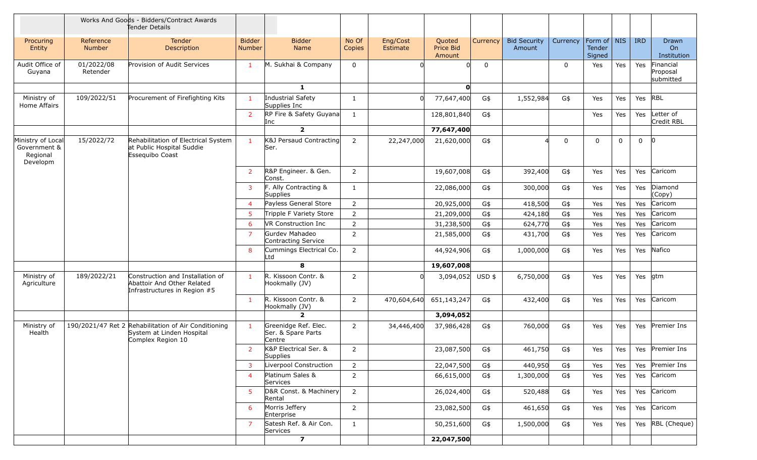Works And Goods - Bidders/Contract Awards
Tender Details

| Procuring Entity | Reference Number | Tender Description | Bidder Number | Bidder Name | No Of Copies | Eng/Cost Estimate | Quoted Price Bid Amount | Currency | Bid Security Amount | Currency | Form of Tender Signed | NIS | IRD | Drawn On Institution |
|---|---|---|---|---|---|---|---|---|---|---|---|---|---|---|
| Audit Office of Guyana | 01/2022/08 Retender | Provision of Audit Services | 1 | M. Sukhai & Company | 0 | 0 | 0 | 0 | | 0 | Yes | Yes | Yes | Financial Proposal submitted |
| | | | | 1 | | | 0 | | | | | | | |
| Ministry of Home Affairs | 109/2022/51 | Procurement of Firefighting Kits | 1 | Industrial Safety Supplies Inc | 1 | 0 | 77,647,400 | G$ | 1,552,984 | G$ | Yes | Yes | Yes | RBL |
| | | | 2 | RP Fire & Safety Guyana Inc | 1 | | 128,801,840 | G$ | | | Yes | Yes | Yes | Letter of Credit RBL |
| | | | | 2 | | | 77,647,400 | | | | | | | |
| Ministry of Local Government & Regional Developm | 15/2022/72 | Rehabilitation of Electrical System at Public Hospital Suddie Essequibo Coast | 1 | K&J Persaud Contracting Ser. | 2 | 22,247,000 | 21,620,000 | G$ | 4 | 0 | 0 | 0 | 0 | 0 |
| | | | 2 | R&P Engineer. & Gen. Const. | 2 | | 19,607,008 | G$ | 392,400 | G$ | Yes | Yes | Yes | Caricom |
| | | | 3 | F. Ally Contracting & Supplies | 1 | | 22,086,000 | G$ | 300,000 | G$ | Yes | Yes | Yes | Diamond (Copy) |
| | | | 4 | Payless General Store | 2 | | 20,925,000 | G$ | 418,500 | G$ | Yes | Yes | Yes | Caricom |
| | | | 5 | Tripple F Variety Store | 2 | | 21,209,000 | G$ | 424,180 | G$ | Yes | Yes | Yes | Caricom |
| | | | 6 | VR Construction Inc | 2 | | 31,238,500 | G$ | 624,770 | G$ | Yes | Yes | Yes | Caricom |
| | | | 7 | Gurdev Mahadeo Contracting Service | 2 | | 21,585,000 | G$ | 431,700 | G$ | Yes | Yes | Yes | Caricom |
| | | | 8 | Cummings Electrical Co. Ltd | 2 | | 44,924,906 | G$ | 1,000,000 | G$ | Yes | Yes | Yes | Nafico |
| | | | | 8 | | | 19,607,008 | | | | | | | |
| Ministry of Agriculture | 189/2022/21 | Construction and Installation of Abattoir And Other Related Infrastructures in Region #5 | 1 | R. Kissoon Contr. & Hookmally (JV) | 2 | 0 | 3,094,052 | USD $ | 6,750,000 | G$ | Yes | Yes | Yes | gtm |
| | | | 1 | R. Kissoon Contr. & Hookmally (JV) | 2 | 470,604,640 | 651,143,247 | G$ | 432,400 | G$ | Yes | Yes | Yes | Caricom |
| | | | | 2 | | | 3,094,052 | | | | | | | |
| Ministry of Health | 190/2021/47 Ret 2 | Rehabilitation of Air Conditioning System at Linden Hospital Complex Region 10 | 1 | Greenidge Ref. Elec. Ser. & Spare Parts Centre | 2 | 34,446,400 | 37,986,428 | G$ | 760,000 | G$ | Yes | Yes | Yes | Premier Ins |
| | | | 2 | K&P Electrical Ser. & Supplies | 2 | | 23,087,500 | G$ | 461,750 | G$ | Yes | Yes | Yes | Premier Ins |
| | | | 3 | Liverpool Construction | 2 | | 22,047,500 | G$ | 440,950 | G$ | Yes | Yes | Yes | Premier Ins |
| | | | 4 | Platinum Sales & Services | 2 | | 66,615,000 | G$ | 1,300,000 | G$ | Yes | Yes | Yes | Caricom |
| | | | 5 | D&R Const. & Machinery Rental | 2 | | 26,024,400 | G$ | 520,488 | G$ | Yes | Yes | Yes | Caricom |
| | | | 6 | Morris Jeffery Enterprise | 2 | | 23,082,500 | G$ | 461,650 | G$ | Yes | Yes | Yes | Caricom |
| | | | 7 | Satesh Ref. & Air Con. Services | 1 | | 50,251,600 | G$ | 1,500,000 | G$ | Yes | Yes | Yes | RBL (Cheque) |
| | | | | 7 | | | 22,047,500 | | | | | | | |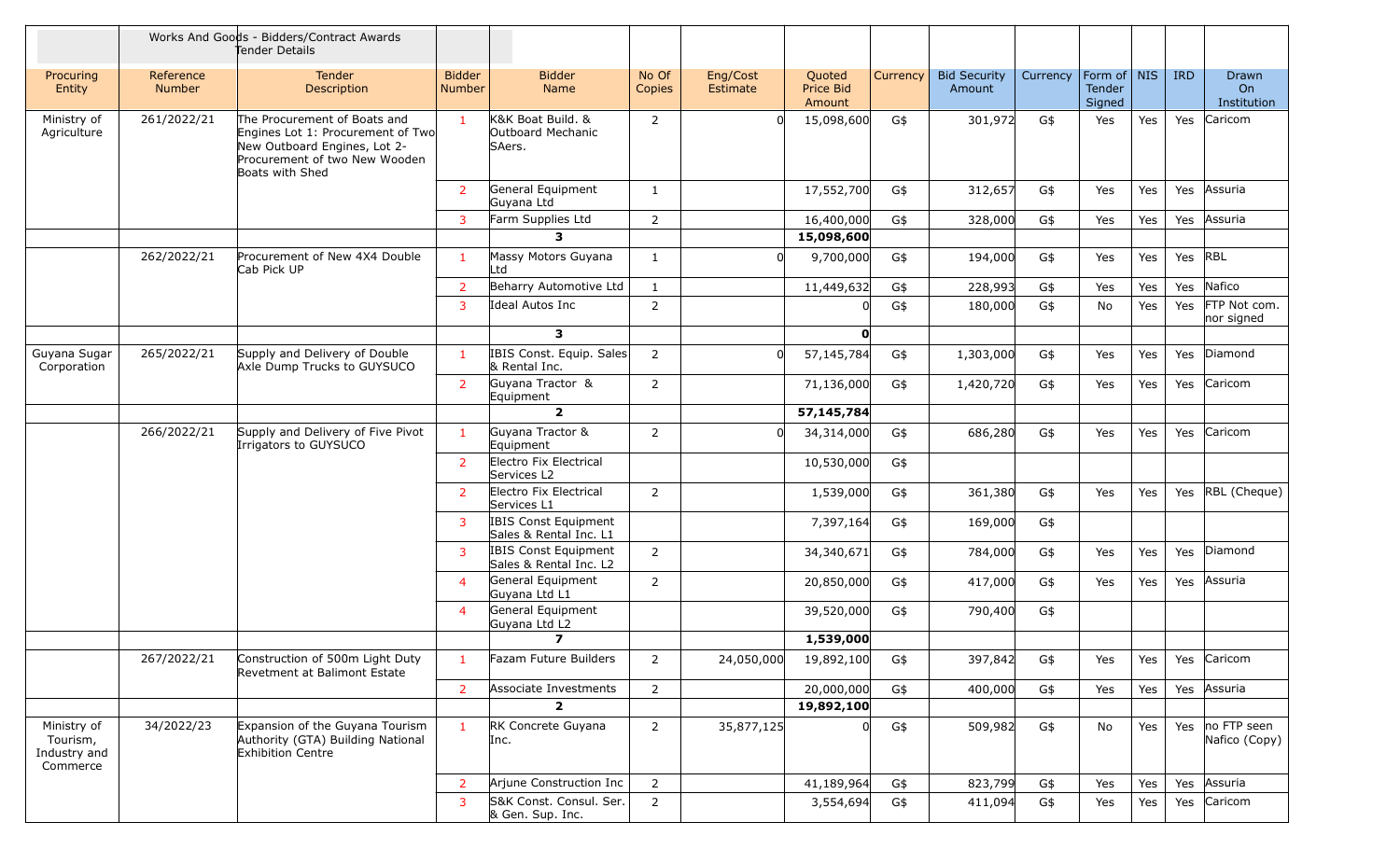| | | Works And Goods - Bidders/Contract Awards Tender Details | | | | | | | | | | | | |
|---|---|---|---|---|---|---|---|---|---|---|---|---|---|---|
| Procuring Entity | Reference Number | Tender Description | Bidder Number | Bidder Name | No Of Copies | Eng/Cost Estimate | Quoted Price Bid Amount | Currency | Bid Security Amount | Currency | Form of Tender Signed | NIS | IRD | Drawn On Institution |
| Ministry of Agriculture | 261/2022/21 | The Procurement of Boats and Engines Lot 1: Procurement of Two New Outboard Engines, Lot 2- Procurement of two New Wooden Boats with Shed | 1 | K&K Boat Build. & Outboard Mechanic SAers. | 2 | 0 | 15,098,600 | G$ | 301,972 | G$ | Yes | Yes | Yes | Caricom |
| | | | 2 | General Equipment Guyana Ltd | 1 | | 17,552,700 | G$ | 312,657 | G$ | Yes | Yes | Yes | Assuria |
| | | | 3 | Farm Supplies Ltd | 2 | | 16,400,000 | G$ | 328,000 | G$ | Yes | Yes | Yes | Assuria |
| | | | | **3** | | | **15,098,600** | | | | | | | |
| | 262/2022/21 | Procurement of New 4X4 Double Cab Pick UP | 1 | Massy Motors Guyana Ltd | 1 | 0 | 9,700,000 | G$ | 194,000 | G$ | Yes | Yes | Yes | RBL |
| | | | 2 | Beharry Automotive Ltd | 1 | | 11,449,632 | G$ | 228,993 | G$ | Yes | Yes | Yes | Nafico |
| | | | 3 | Ideal Autos Inc | 2 | | 0 | G$ | 180,000 | G$ | No | Yes | Yes | FTP Not com. nor signed |
| | | | | **3** | | | **0** | | | | | | | |
| Guyana Sugar Corporation | 265/2022/21 | Supply and Delivery of Double Axle Dump Trucks to GUYSUCO | 1 | IBIS Const. Equip. Sales & Rental Inc. | 2 | 0 | 57,145,784 | G$ | 1,303,000 | G$ | Yes | Yes | Yes | Diamond |
| | | | 2 | Guyana Tractor & Equipment | 2 | | 71,136,000 | G$ | 1,420,720 | G$ | Yes | Yes | Yes | Caricom |
| | | | | **2** | | | **57,145,784** | | | | | | | |
| | 266/2022/21 | Supply and Delivery of Five Pivot Irrigators to GUYSUCO | 1 | Guyana Tractor & Equipment | 2 | 0 | 34,314,000 | G$ | 686,280 | G$ | Yes | Yes | Yes | Caricom |
| | | | 2 | Electro Fix Electrical Services L2 | | | 10,530,000 | G$ | | | | | | |
| | | | 2 | Electro Fix Electrical Services L1 | 2 | | 1,539,000 | G$ | 361,380 | G$ | Yes | Yes | Yes | RBL (Cheque) |
| | | | 3 | IBIS Const Equipment Sales & Rental Inc. L1 | | | 7,397,164 | G$ | 169,000 | G$ | | | | |
| | | | 3 | IBIS Const Equipment Sales & Rental Inc. L2 | 2 | | 34,340,671 | G$ | 784,000 | G$ | Yes | Yes | Yes | Diamond |
| | | | 4 | General Equipment Guyana Ltd L1 | 2 | | 20,850,000 | G$ | 417,000 | G$ | Yes | Yes | Yes | Assuria |
| | | | 4 | General Equipment Guyana Ltd L2 | | | 39,520,000 | G$ | 790,400 | G$ | | | | |
| | | | | **7** | | | **1,539,000** | | | | | | | |
| | 267/2022/21 | Construction of 500m Light Duty Revetment at Balimont Estate | 1 | Fazam Future Builders | 2 | 24,050,000 | 19,892,100 | G$ | 397,842 | G$ | Yes | Yes | Yes | Caricom |
| | | | 2 | Associate Investments | 2 | | 20,000,000 | G$ | 400,000 | G$ | Yes | Yes | Yes | Assuria |
| | | | | **2** | | | **19,892,100** | | | | | | | |
| Ministry of Tourism, Industry and Commerce | 34/2022/23 | Expansion of the Guyana Tourism Authority (GTA) Building National Exhibition Centre | 1 | RK Concrete Guyana Inc. | 2 | 35,877,125 | 0 | G$ | 509,982 | G$ | No | Yes | Yes | no FTP seen Nafico (Copy) |
| | | | 2 | Arjune Construction Inc | 2 | | 41,189,964 | G$ | 823,799 | G$ | Yes | Yes | Yes | Assuria |
| | | | 3 | S&K Const. Consul. Ser. & Gen. Sup. Inc. | 2 | | 3,554,694 | G$ | 411,094 | G$ | Yes | Yes | Yes | Caricom |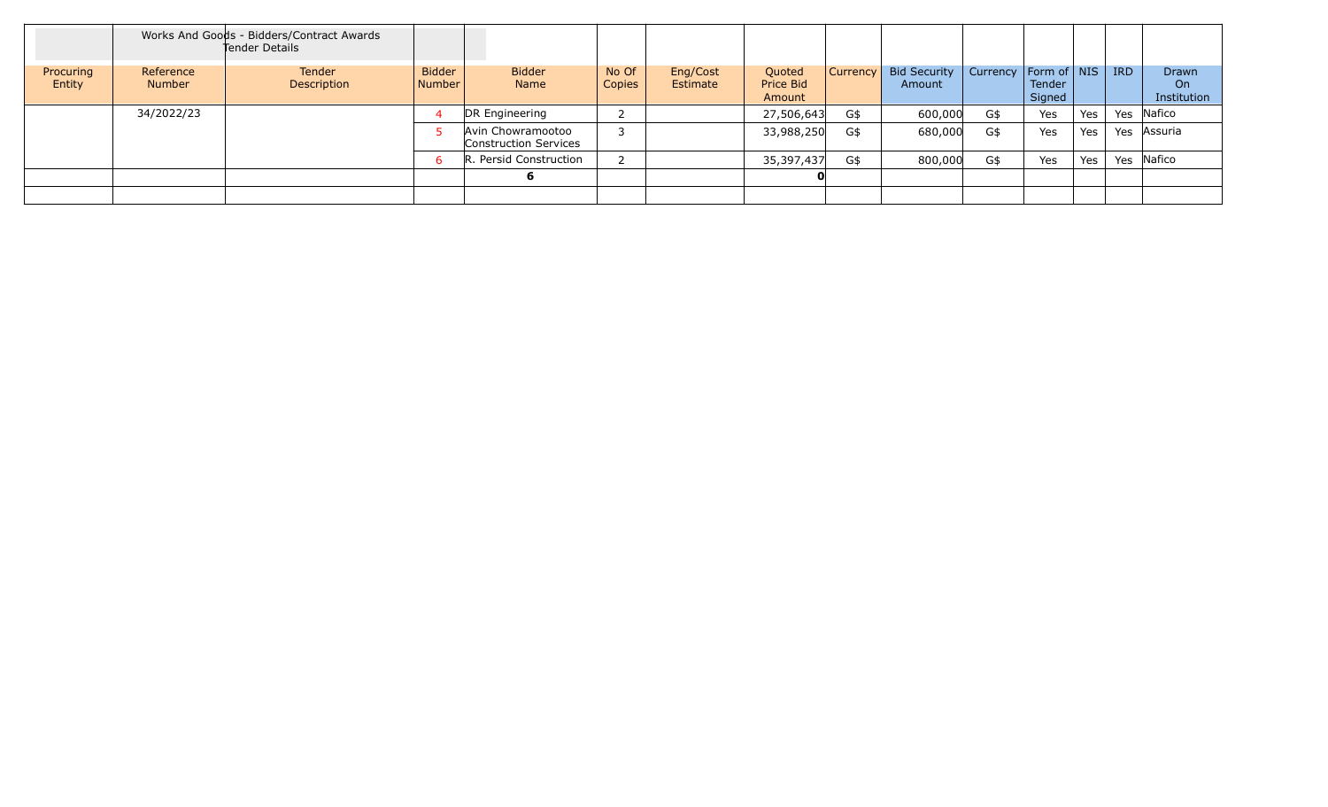| | | Works And Goods - Bidders/Contract Awards Tender Details | | | | | | | | | | | | |
|---|---|---|---|---|---|---|---|---|---|---|---|---|---|---|
| Procuring Entity | Reference Number | Tender Description | Bidder Number | Bidder Name | No Of Copies | Eng/Cost Estimate | Quoted Price Bid Amount | Currency | Bid Security Amount | Currency | Form of Tender Signed | NIS | IRD | Drawn On Institution |
| | 34/2022/23 | | 4 | DR Engineering | 2 | | 27,506,643 | G$ | 600,000 | G$ | Yes | Yes | Yes | Nafico |
| | | | 5 | Avin Chowramootoo Construction Services | 3 | | 33,988,250 | G$ | 680,000 | G$ | Yes | Yes | Yes | Assuria |
| | | | 6 | R. Persid Construction | 2 | | 35,397,437 | G$ | 800,000 | G$ | Yes | Yes | Yes | Nafico |
| | | | | **6** | | | **0** | | | | | | | |
| | | | | | | | | | | | | | | |